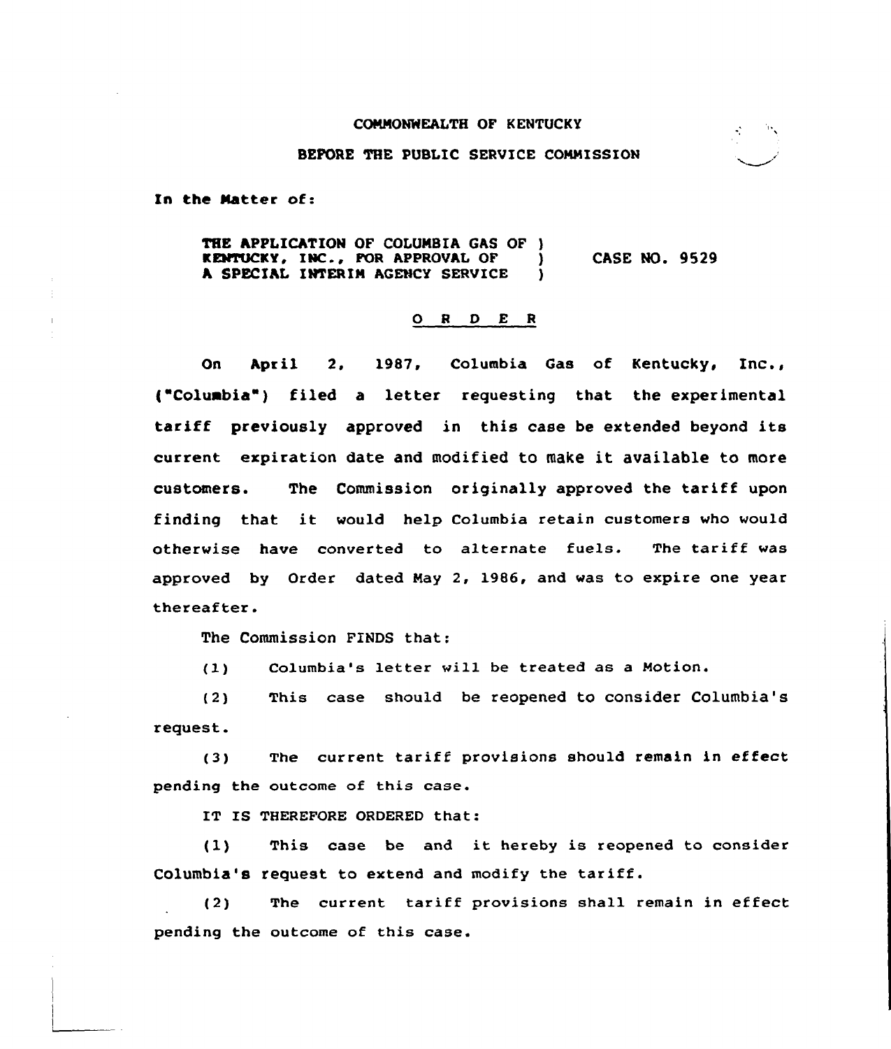COMMONWEALTH OF KENTUCKY

BEFORE THE PUBLIC SERVICE COMMISSION

In the Matter of:

THE APPLICATION OF COLUMBIA GAS OF KENTUCKY, INC., FOR APPROVAL OF A SPECIAL INTERIM AGENCY SERVICE ) CASE NO. 9529

O R D E R

On April 2, 1987, Columbia Gas of Kentucky, Inc., ("Columbia") filed a letter requesting that the experimental tariff previously approved in this case be extended beyond its current expiration date and modified to make it available to more customers. The Commission originally approved the tariff upon finding that it would help Columbia retain customers who would otherwise have converted to alternate fuels. The tariff was approved by Order dated May 2, 1986, and was to expire one year thereafter.

The Commission FINDS that:

(1) Columbia's letter will be treated as a Motion.

(2) This case should be reopened to consider Columbia's request.

(3) The current tariff provisions should remain in effect pending the outcome of this case.

IT IS THEREFORE ORDERED that:

(1) This case be and it hereby is reopened to consider Columbia's request to extend and modify the tariff.

(2) The current tariff provisions shall remain in effect pending the outcome of this case.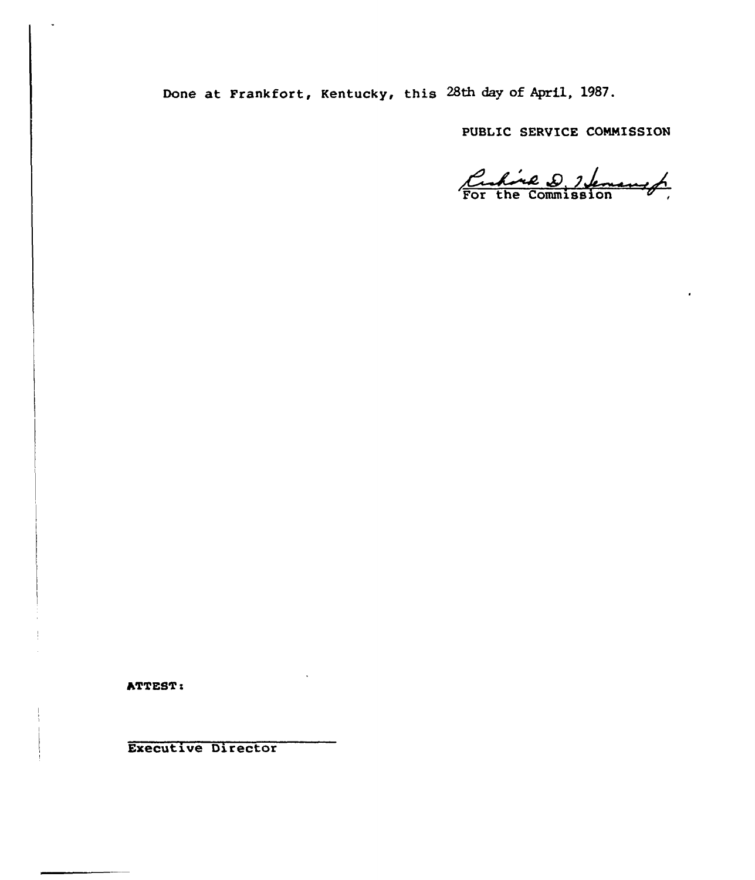Done at Frankfort, Kentucky, this 28th day of April, 1987.

PUBLIC SERVICE COMMISSION

For the Commission

ATTEST:

Executive Director